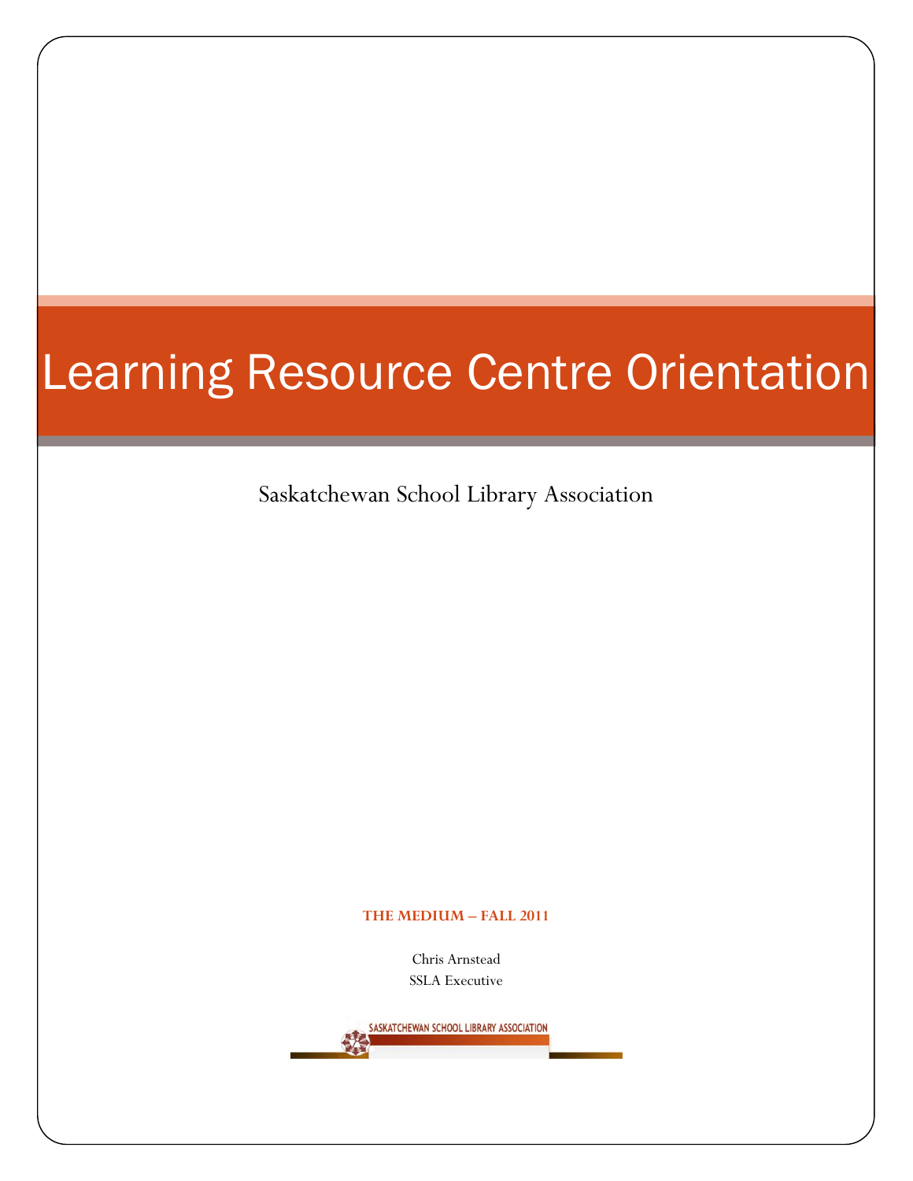# Learning Resource Centre Orientation

Saskatchewan School Library Association

**THE MEDIUM – FALL 2011**

Chris Arnstead
SSLA Executive

SASKATCHEWAN SCHOOL LIBRARY ASSOCIATION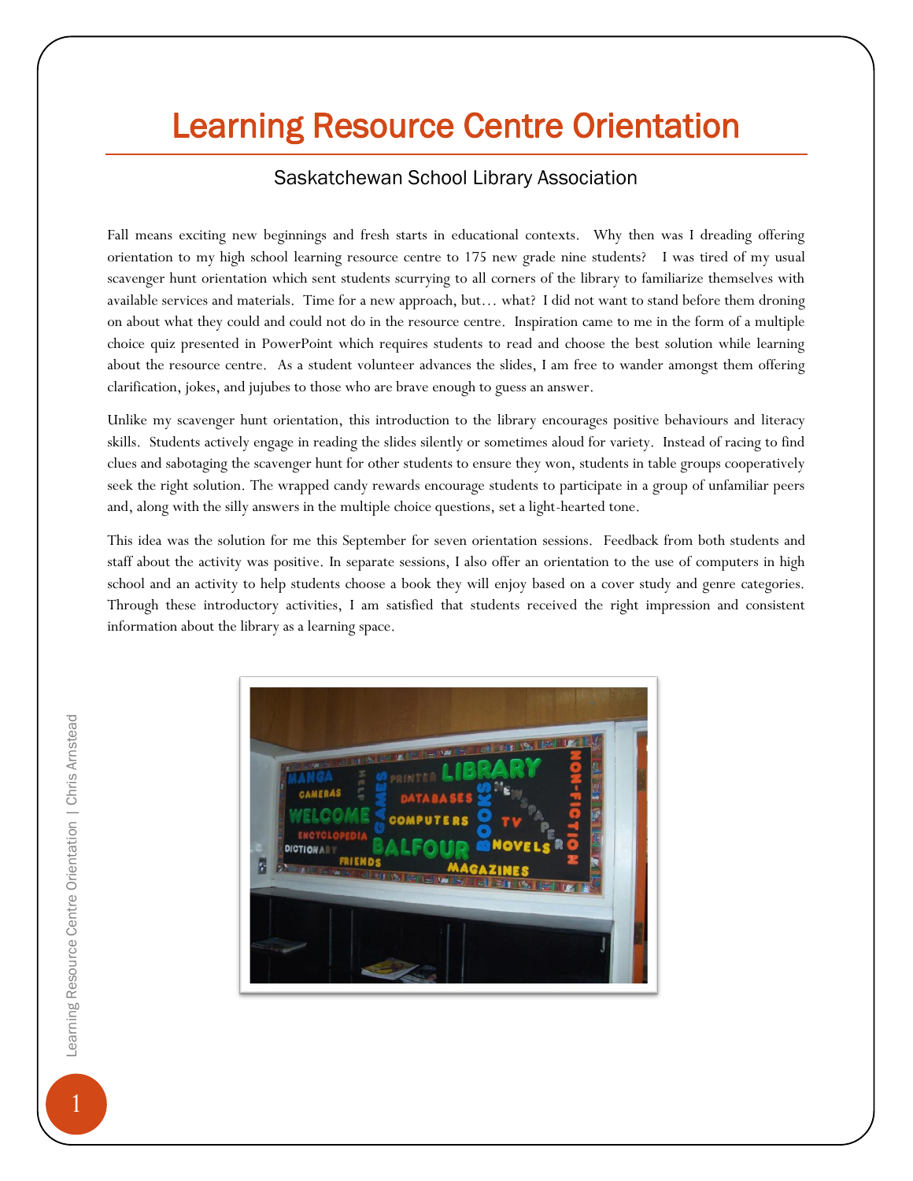# Learning Resource Centre Orientation

Saskatchewan School Library Association

Fall means exciting new beginnings and fresh starts in educational contexts. Why then was I dreading offering orientation to my high school learning resource centre to 175 new grade nine students? I was tired of my usual scavenger hunt orientation which sent students scurrying to all corners of the library to familiarize themselves with available services and materials. Time for a new approach, but… what? I did not want to stand before them droning on about what they could and could not do in the resource centre. Inspiration came to me in the form of a multiple choice quiz presented in PowerPoint which requires students to read and choose the best solution while learning about the resource centre. As a student volunteer advances the slides, I am free to wander amongst them offering clarification, jokes, and jujubes to those who are brave enough to guess an answer.

Unlike my scavenger hunt orientation, this introduction to the library encourages positive behaviours and literacy skills. Students actively engage in reading the slides silently or sometimes aloud for variety. Instead of racing to find clues and sabotaging the scavenger hunt for other students to ensure they won, students in table groups cooperatively seek the right solution. The wrapped candy rewards encourage students to participate in a group of unfamiliar peers and, along with the silly answers in the multiple choice questions, set a light-hearted tone.

This idea was the solution for me this September for seven orientation sessions. Feedback from both students and staff about the activity was positive. In separate sessions, I also offer an orientation to the use of computers in high school and an activity to help students choose a book they will enjoy based on a cover study and genre categories. Through these introductory activities, I am satisfied that students received the right impression and consistent information about the library as a learning space.